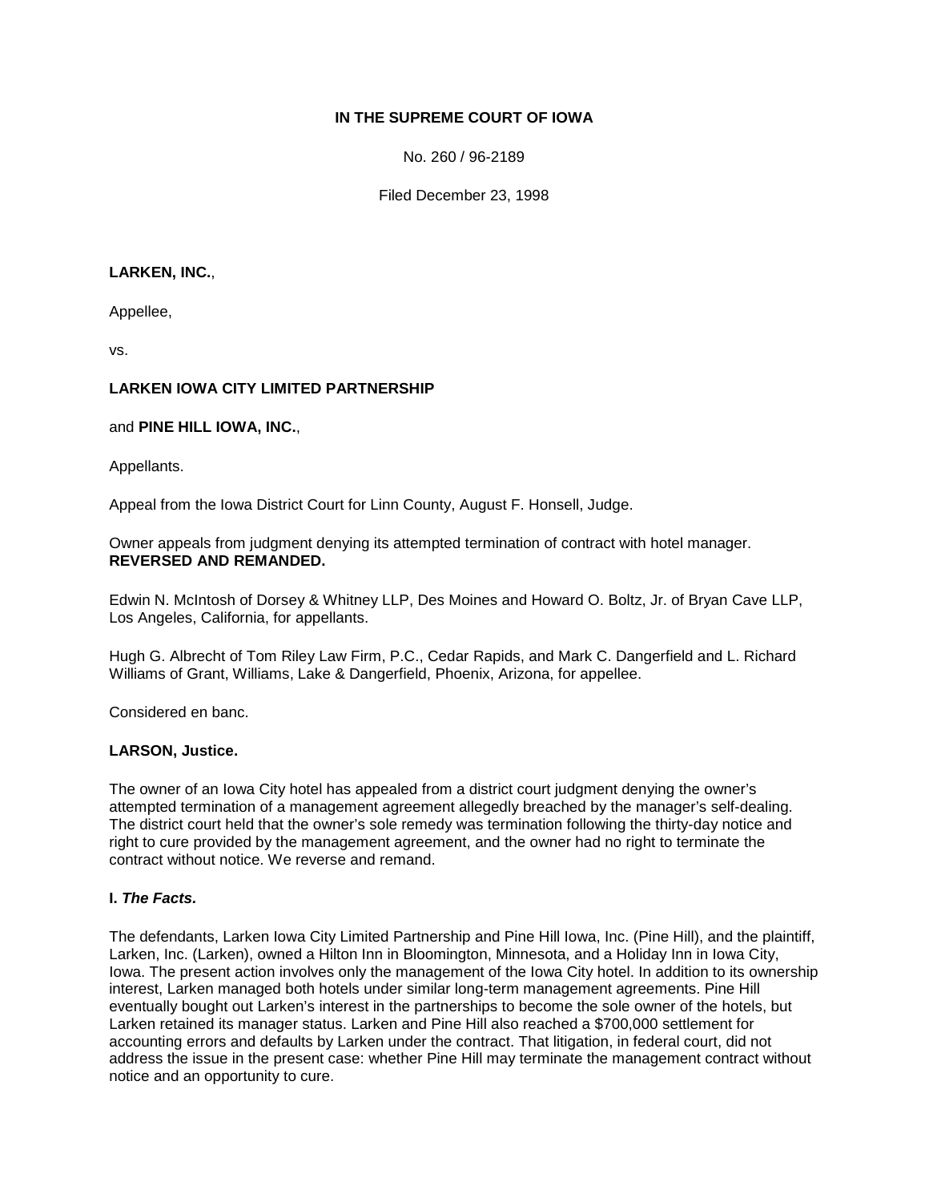**IN THE SUPREME COURT OF IOWA**

No. 260 / 96-2189

Filed December 23, 1998

**LARKEN, INC.**,

Appellee,

vs.

**LARKEN IOWA CITY LIMITED PARTNERSHIP**

and **PINE HILL IOWA, INC.**,

Appellants.

Appeal from the Iowa District Court for Linn County, August F. Honsell, Judge.

Owner appeals from judgment denying its attempted termination of contract with hotel manager. **REVERSED AND REMANDED.**

Edwin N. McIntosh of Dorsey & Whitney LLP, Des Moines and Howard O. Boltz, Jr. of Bryan Cave LLP, Los Angeles, California, for appellants.

Hugh G. Albrecht of Tom Riley Law Firm, P.C., Cedar Rapids, and Mark C. Dangerfield and L. Richard Williams of Grant, Williams, Lake & Dangerfield, Phoenix, Arizona, for appellee.

Considered en banc.

**LARSON, Justice.**

The owner of an Iowa City hotel has appealed from a district court judgment denying the owner's attempted termination of a management agreement allegedly breached by the manager's self-dealing. The district court held that the owner's sole remedy was termination following the thirty-day notice and right to cure provided by the management agreement, and the owner had no right to terminate the contract without notice. We reverse and remand.

**I. *The Facts.***

The defendants, Larken Iowa City Limited Partnership and Pine Hill Iowa, Inc. (Pine Hill), and the plaintiff, Larken, Inc. (Larken), owned a Hilton Inn in Bloomington, Minnesota, and a Holiday Inn in Iowa City, Iowa. The present action involves only the management of the Iowa City hotel. In addition to its ownership interest, Larken managed both hotels under similar long-term management agreements. Pine Hill eventually bought out Larken's interest in the partnerships to become the sole owner of the hotels, but Larken retained its manager status. Larken and Pine Hill also reached a $700,000 settlement for accounting errors and defaults by Larken under the contract. That litigation, in federal court, did not address the issue in the present case: whether Pine Hill may terminate the management contract without notice and an opportunity to cure.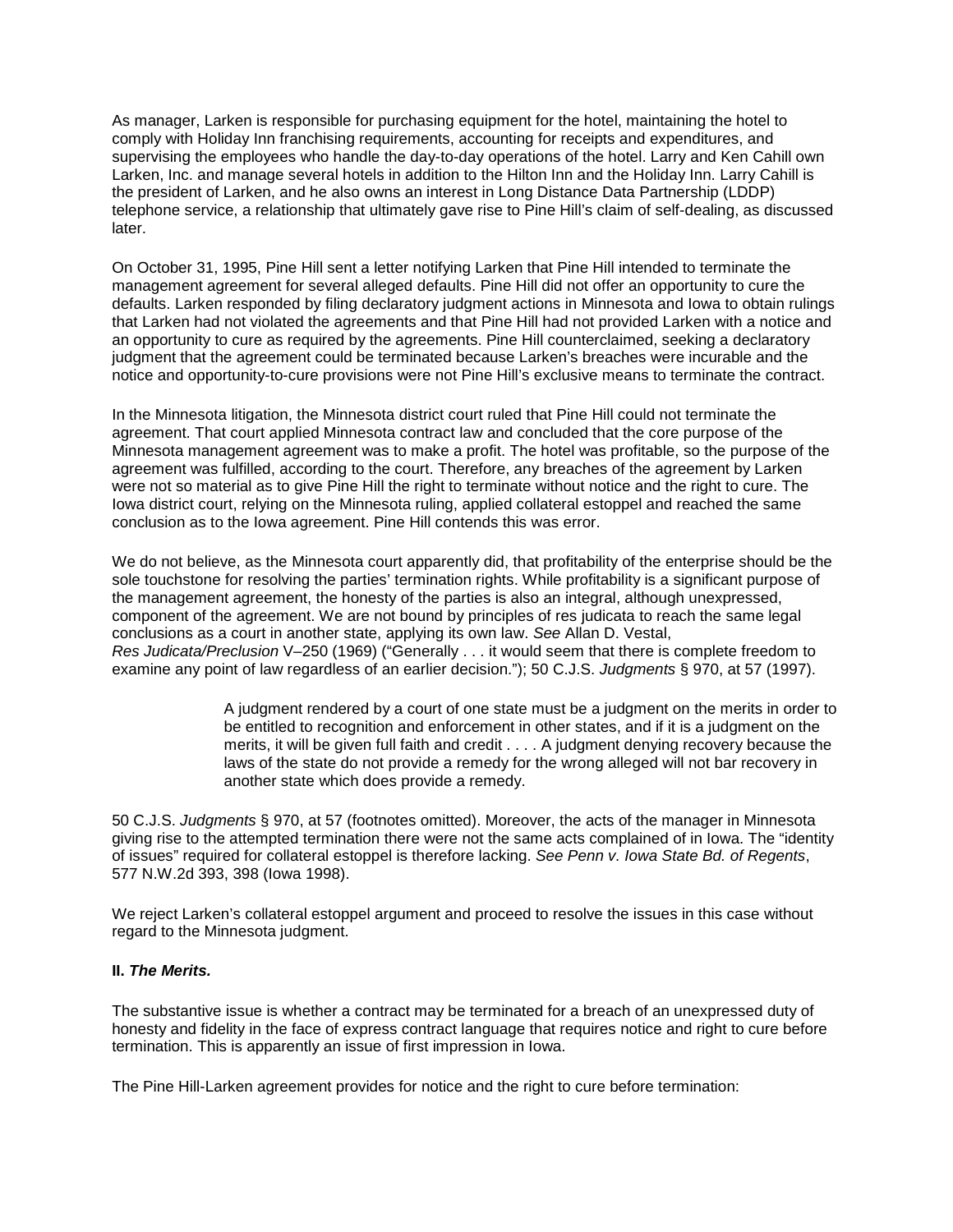As manager, Larken is responsible for purchasing equipment for the hotel, maintaining the hotel to comply with Holiday Inn franchising requirements, accounting for receipts and expenditures, and supervising the employees who handle the day-to-day operations of the hotel. Larry and Ken Cahill own Larken, Inc. and manage several hotels in addition to the Hilton Inn and the Holiday Inn. Larry Cahill is the president of Larken, and he also owns an interest in Long Distance Data Partnership (LDDP) telephone service, a relationship that ultimately gave rise to Pine Hill's claim of self-dealing, as discussed later.

On October 31, 1995, Pine Hill sent a letter notifying Larken that Pine Hill intended to terminate the management agreement for several alleged defaults. Pine Hill did not offer an opportunity to cure the defaults. Larken responded by filing declaratory judgment actions in Minnesota and Iowa to obtain rulings that Larken had not violated the agreements and that Pine Hill had not provided Larken with a notice and an opportunity to cure as required by the agreements. Pine Hill counterclaimed, seeking a declaratory judgment that the agreement could be terminated because Larken's breaches were incurable and the notice and opportunity-to-cure provisions were not Pine Hill's exclusive means to terminate the contract.

In the Minnesota litigation, the Minnesota district court ruled that Pine Hill could not terminate the agreement. That court applied Minnesota contract law and concluded that the core purpose of the Minnesota management agreement was to make a profit. The hotel was profitable, so the purpose of the agreement was fulfilled, according to the court. Therefore, any breaches of the agreement by Larken were not so material as to give Pine Hill the right to terminate without notice and the right to cure. The Iowa district court, relying on the Minnesota ruling, applied collateral estoppel and reached the same conclusion as to the Iowa agreement. Pine Hill contends this was error.

We do not believe, as the Minnesota court apparently did, that profitability of the enterprise should be the sole touchstone for resolving the parties' termination rights. While profitability is a significant purpose of the management agreement, the honesty of the parties is also an integral, although unexpressed, component of the agreement. We are not bound by principles of res judicata to reach the same legal conclusions as a court in another state, applying its own law. *See* Allan D. Vestal, *Res Judicata/Preclusion* V–250 (1969) ("Generally . . . it would seem that there is complete freedom to examine any point of law regardless of an earlier decision."); 50 C.J.S. *Judgments* § 970, at 57 (1997).

> A judgment rendered by a court of one state must be a judgment on the merits in order to be entitled to recognition and enforcement in other states, and if it is a judgment on the merits, it will be given full faith and credit . . . . A judgment denying recovery because the laws of the state do not provide a remedy for the wrong alleged will not bar recovery in another state which does provide a remedy.

50 C.J.S. *Judgments* § 970, at 57 (footnotes omitted). Moreover, the acts of the manager in Minnesota giving rise to the attempted termination there were not the same acts complained of in Iowa. The "identity of issues" required for collateral estoppel is therefore lacking. *See Penn v. Iowa State Bd. of Regents*, 577 N.W.2d 393, 398 (Iowa 1998).

We reject Larken's collateral estoppel argument and proceed to resolve the issues in this case without regard to the Minnesota judgment.

**II. *The Merits.***

The substantive issue is whether a contract may be terminated for a breach of an unexpressed duty of honesty and fidelity in the face of express contract language that requires notice and right to cure before termination. This is apparently an issue of first impression in Iowa.

The Pine Hill-Larken agreement provides for notice and the right to cure before termination: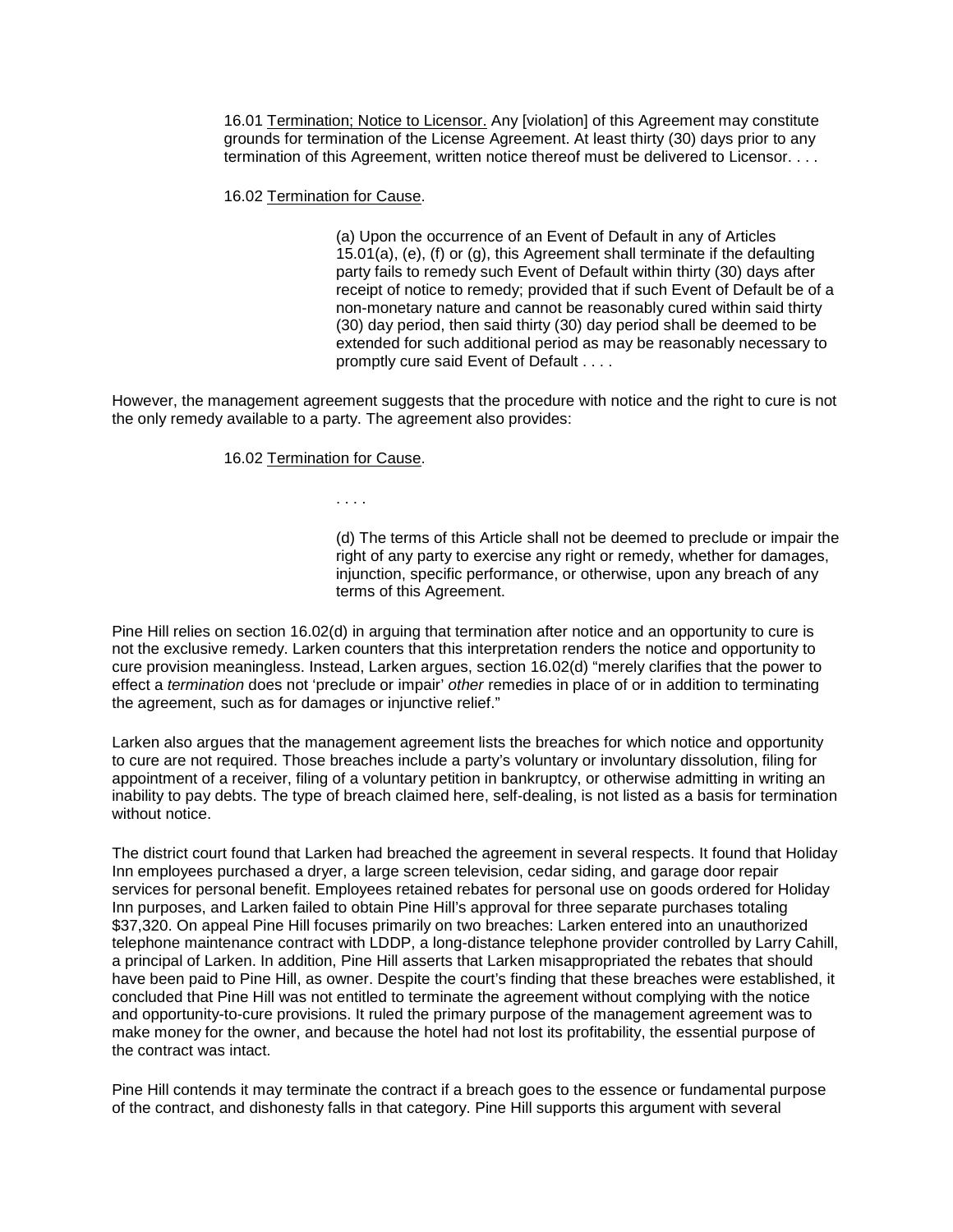> 16.01 Termination; Notice to Licensor. Any [violation] of this Agreement may constitute grounds for termination of the License Agreement. At least thirty (30) days prior to any termination of this Agreement, written notice thereof must be delivered to Licensor. . . .
>
> 16.02 Termination for Cause.
>
> > (a) Upon the occurrence of an Event of Default in any of Articles 15.01(a), (e), (f) or (g), this Agreement shall terminate if the defaulting party fails to remedy such Event of Default within thirty (30) days after receipt of notice to remedy; provided that if such Event of Default be of a non-monetary nature and cannot be reasonably cured within said thirty (30) day period, then said thirty (30) day period shall be deemed to be extended for such additional period as may be reasonably necessary to promptly cure said Event of Default . . . .

However, the management agreement suggests that the procedure with notice and the right to cure is not the only remedy available to a party. The agreement also provides:

> 16.02 Termination for Cause.
>
> > . . . .
> >
> > (d) The terms of this Article shall not be deemed to preclude or impair the right of any party to exercise any right or remedy, whether for damages, injunction, specific performance, or otherwise, upon any breach of any terms of this Agreement.

Pine Hill relies on section 16.02(d) in arguing that termination after notice and an opportunity to cure is not the exclusive remedy. Larken counters that this interpretation renders the notice and opportunity to cure provision meaningless. Instead, Larken argues, section 16.02(d) "merely clarifies that the power to effect a *termination* does not 'preclude or impair' *other* remedies in place of or in addition to terminating the agreement, such as for damages or injunctive relief."

Larken also argues that the management agreement lists the breaches for which notice and opportunity to cure are not required. Those breaches include a party's voluntary or involuntary dissolution, filing for appointment of a receiver, filing of a voluntary petition in bankruptcy, or otherwise admitting in writing an inability to pay debts. The type of breach claimed here, self-dealing, is not listed as a basis for termination without notice.

The district court found that Larken had breached the agreement in several respects. It found that Holiday Inn employees purchased a dryer, a large screen television, cedar siding, and garage door repair services for personal benefit. Employees retained rebates for personal use on goods ordered for Holiday Inn purposes, and Larken failed to obtain Pine Hill's approval for three separate purchases totaling $37,320. On appeal Pine Hill focuses primarily on two breaches: Larken entered into an unauthorized telephone maintenance contract with LDDP, a long-distance telephone provider controlled by Larry Cahill, a principal of Larken. In addition, Pine Hill asserts that Larken misappropriated the rebates that should have been paid to Pine Hill, as owner. Despite the court's finding that these breaches were established, it concluded that Pine Hill was not entitled to terminate the agreement without complying with the notice and opportunity-to-cure provisions. It ruled the primary purpose of the management agreement was to make money for the owner, and because the hotel had not lost its profitability, the essential purpose of the contract was intact.

Pine Hill contends it may terminate the contract if a breach goes to the essence or fundamental purpose of the contract, and dishonesty falls in that category. Pine Hill supports this argument with several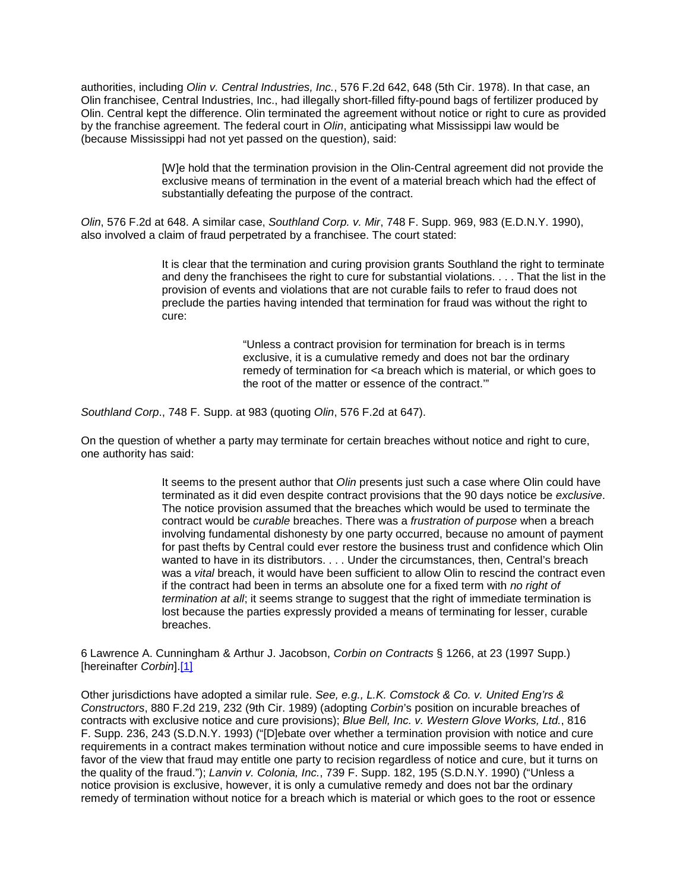authorities, including *Olin v. Central Industries, Inc.*, 576 F.2d 642, 648 (5th Cir. 1978). In that case, an Olin franchisee, Central Industries, Inc., had illegally short-filled fifty-pound bags of fertilizer produced by Olin. Central kept the difference. Olin terminated the agreement without notice or right to cure as provided by the franchise agreement. The federal court in *Olin*, anticipating what Mississippi law would be (because Mississippi had not yet passed on the question), said:

> [W]e hold that the termination provision in the Olin-Central agreement did not provide the exclusive means of termination in the event of a material breach which had the effect of substantially defeating the purpose of the contract.

*Olin*, 576 F.2d at 648. A similar case, *Southland Corp. v. Mir*, 748 F. Supp. 969, 983 (E.D.N.Y. 1990), also involved a claim of fraud perpetrated by a franchisee. The court stated:

> It is clear that the termination and curing provision grants Southland the right to terminate and deny the franchisees the right to cure for substantial violations. . . . That the list in the provision of events and violations that are not curable fails to refer to fraud does not preclude the parties having intended that termination for fraud was without the right to cure:
>
> > "Unless a contract provision for termination for breach is in terms exclusive, it is a cumulative remedy and does not bar the ordinary remedy of termination for <a breach which is material, or which goes to the root of the matter or essence of the contract.'"

*Southland Corp.*, 748 F. Supp. at 983 (quoting *Olin*, 576 F.2d at 647).

On the question of whether a party may terminate for certain breaches without notice and right to cure, one authority has said:

> It seems to the present author that *Olin* presents just such a case where Olin could have terminated as it did even despite contract provisions that the 90 days notice be *exclusive*. The notice provision assumed that the breaches which would be used to terminate the contract would be *curable* breaches. There was a *frustration of purpose* when a breach involving fundamental dishonesty by one party occurred, because no amount of payment for past thefts by Central could ever restore the business trust and confidence which Olin wanted to have in its distributors. . . . Under the circumstances, then, Central's breach was a *vital* breach, it would have been sufficient to allow Olin to rescind the contract even if the contract had been in terms an absolute one for a fixed term with *no right of termination at all*; it seems strange to suggest that the right of immediate termination is lost because the parties expressly provided a means of terminating for lesser, curable breaches.

6 Lawrence A. Cunningham & Arthur J. Jacobson, *Corbin on Contracts* § 1266, at 23 (1997 Supp.) [hereinafter *Corbin*].[1]

Other jurisdictions have adopted a similar rule. *See, e.g., L.K. Comstock & Co. v. United Eng'rs & Constructors*, 880 F.2d 219, 232 (9th Cir. 1989) (adopting *Corbin*'s position on incurable breaches of contracts with exclusive notice and cure provisions); *Blue Bell, Inc. v. Western Glove Works, Ltd.*, 816 F. Supp. 236, 243 (S.D.N.Y. 1993) ("[D]ebate over whether a termination provision with notice and cure requirements in a contract makes termination without notice and cure impossible seems to have ended in favor of the view that fraud may entitle one party to recision regardless of notice and cure, but it turns on the quality of the fraud."); *Lanvin v. Colonia, Inc.*, 739 F. Supp. 182, 195 (S.D.N.Y. 1990) ("Unless a notice provision is exclusive, however, it is only a cumulative remedy and does not bar the ordinary remedy of termination without notice for a breach which is material or which goes to the root or essence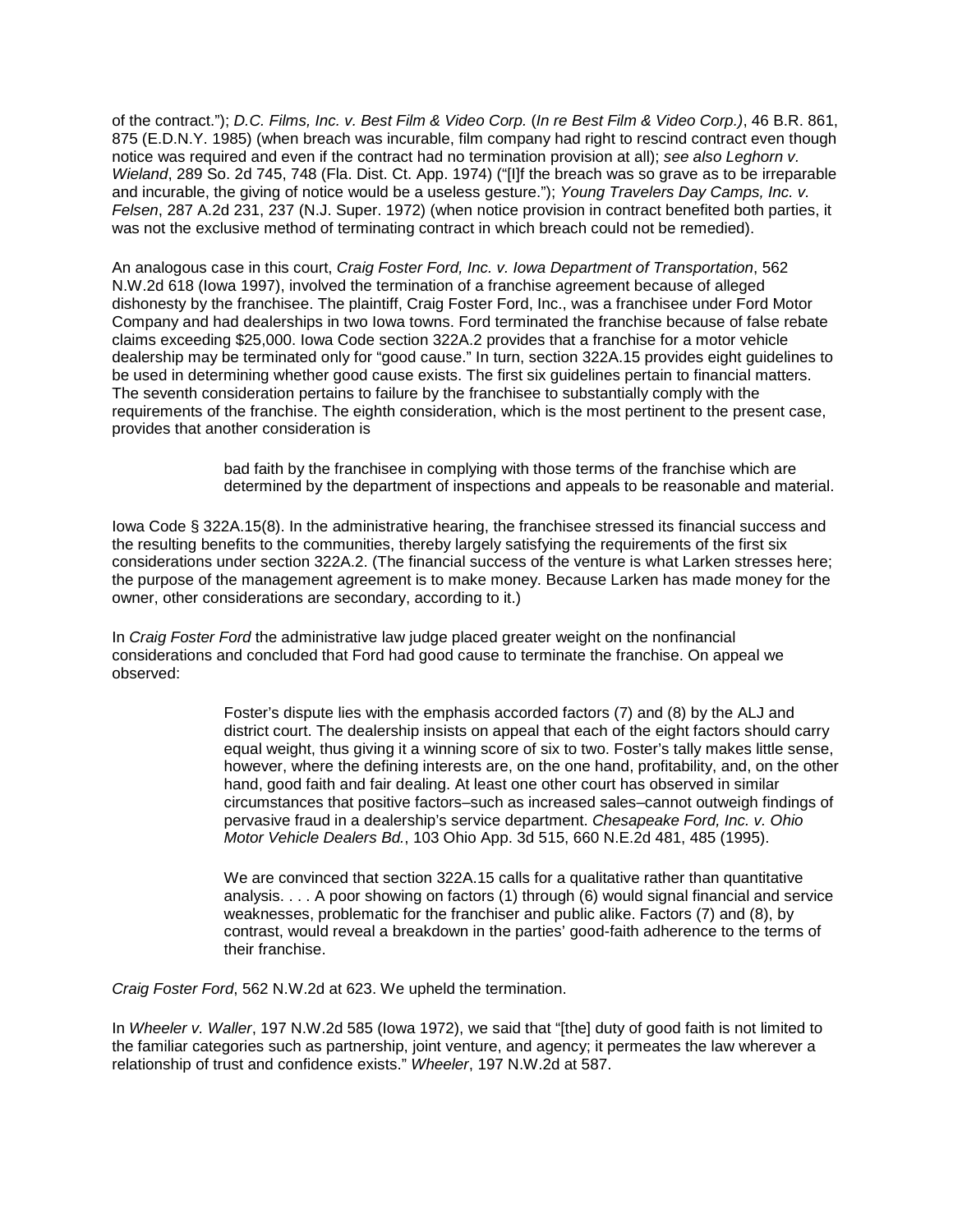of the contract."); *D.C. Films, Inc. v. Best Film & Video Corp.* (*In re Best Film & Video Corp.)*, 46 B.R. 861, 875 (E.D.N.Y. 1985) (when breach was incurable, film company had right to rescind contract even though notice was required and even if the contract had no termination provision at all); *see also Leghorn v. Wieland*, 289 So. 2d 745, 748 (Fla. Dist. Ct. App. 1974) ("[I]f the breach was so grave as to be irreparable and incurable, the giving of notice would be a useless gesture."); *Young Travelers Day Camps, Inc. v. Felsen*, 287 A.2d 231, 237 (N.J. Super. 1972) (when notice provision in contract benefited both parties, it was not the exclusive method of terminating contract in which breach could not be remedied).

An analogous case in this court, *Craig Foster Ford, Inc. v. Iowa Department of Transportation*, 562 N.W.2d 618 (Iowa 1997), involved the termination of a franchise agreement because of alleged dishonesty by the franchisee. The plaintiff, Craig Foster Ford, Inc., was a franchisee under Ford Motor Company and had dealerships in two Iowa towns. Ford terminated the franchise because of false rebate claims exceeding $25,000. Iowa Code section 322A.2 provides that a franchise for a motor vehicle dealership may be terminated only for "good cause." In turn, section 322A.15 provides eight guidelines to be used in determining whether good cause exists. The first six guidelines pertain to financial matters. The seventh consideration pertains to failure by the franchisee to substantially comply with the requirements of the franchise. The eighth consideration, which is the most pertinent to the present case, provides that another consideration is

> bad faith by the franchisee in complying with those terms of the franchise which are determined by the department of inspections and appeals to be reasonable and material.

Iowa Code § 322A.15(8). In the administrative hearing, the franchisee stressed its financial success and the resulting benefits to the communities, thereby largely satisfying the requirements of the first six considerations under section 322A.2. (The financial success of the venture is what Larken stresses here; the purpose of the management agreement is to make money. Because Larken has made money for the owner, other considerations are secondary, according to it.)

In *Craig Foster Ford* the administrative law judge placed greater weight on the nonfinancial considerations and concluded that Ford had good cause to terminate the franchise. On appeal we observed:

> Foster's dispute lies with the emphasis accorded factors (7) and (8) by the ALJ and district court. The dealership insists on appeal that each of the eight factors should carry equal weight, thus giving it a winning score of six to two. Foster's tally makes little sense, however, where the defining interests are, on the one hand, profitability, and, on the other hand, good faith and fair dealing. At least one other court has observed in similar circumstances that positive factors–such as increased sales–cannot outweigh findings of pervasive fraud in a dealership's service department. *Chesapeake Ford, Inc. v. Ohio Motor Vehicle Dealers Bd.*, 103 Ohio App. 3d 515, 660 N.E.2d 481, 485 (1995).
>
> We are convinced that section 322A.15 calls for a qualitative rather than quantitative analysis. . . . A poor showing on factors (1) through (6) would signal financial and service weaknesses, problematic for the franchiser and public alike. Factors (7) and (8), by contrast, would reveal a breakdown in the parties' good-faith adherence to the terms of their franchise.

*Craig Foster Ford*, 562 N.W.2d at 623. We upheld the termination.

In *Wheeler v. Waller*, 197 N.W.2d 585 (Iowa 1972), we said that "[the] duty of good faith is not limited to the familiar categories such as partnership, joint venture, and agency; it permeates the law wherever a relationship of trust and confidence exists." *Wheeler*, 197 N.W.2d at 587.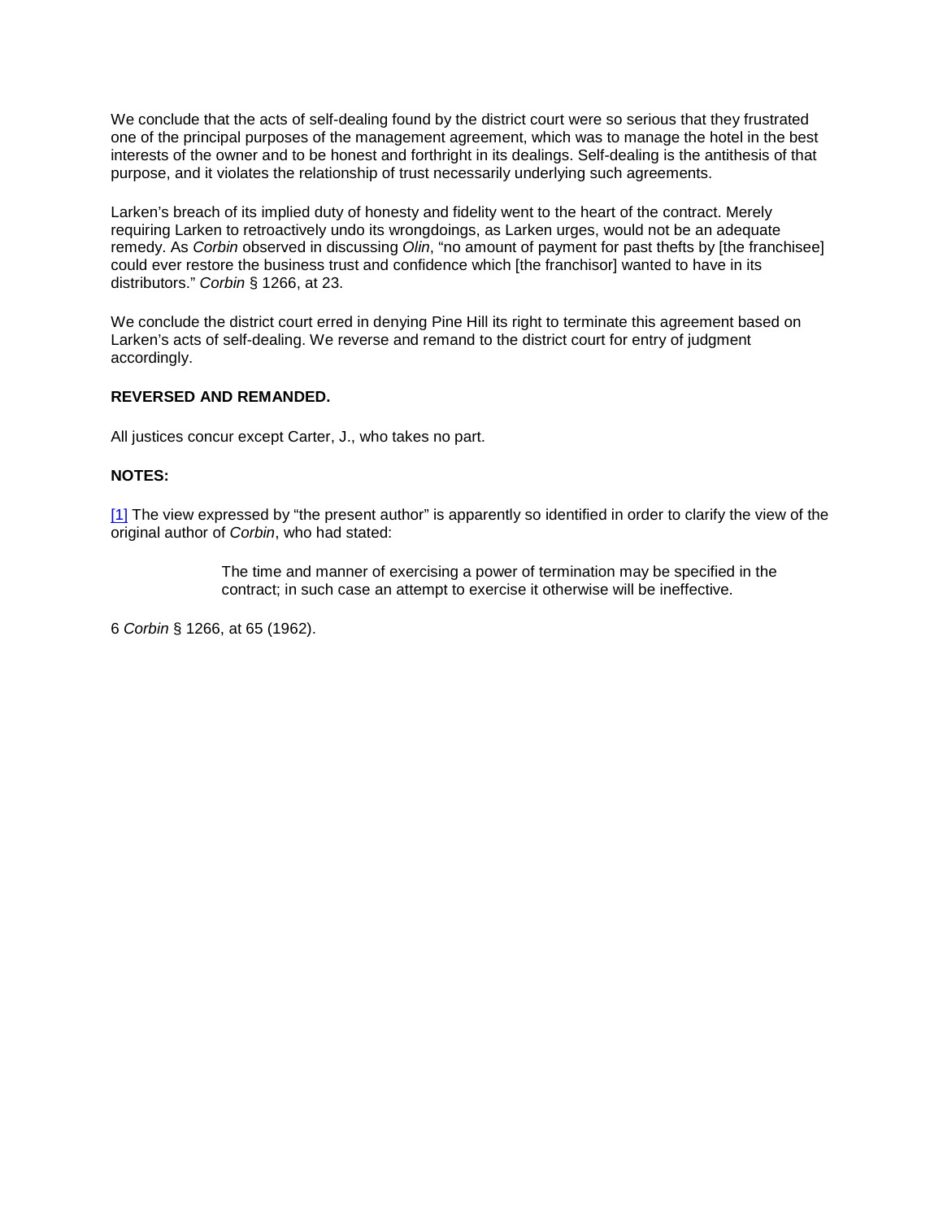We conclude that the acts of self-dealing found by the district court were so serious that they frustrated one of the principal purposes of the management agreement, which was to manage the hotel in the best interests of the owner and to be honest and forthright in its dealings. Self-dealing is the antithesis of that purpose, and it violates the relationship of trust necessarily underlying such agreements.

Larken's breach of its implied duty of honesty and fidelity went to the heart of the contract. Merely requiring Larken to retroactively undo its wrongdoings, as Larken urges, would not be an adequate remedy. As *Corbin* observed in discussing *Olin*, "no amount of payment for past thefts by [the franchisee] could ever restore the business trust and confidence which [the franchisor] wanted to have in its distributors." *Corbin* § 1266, at 23.

We conclude the district court erred in denying Pine Hill its right to terminate this agreement based on Larken's acts of self-dealing. We reverse and remand to the district court for entry of judgment accordingly.

**REVERSED AND REMANDED.**

All justices concur except Carter, J., who takes no part.

**NOTES:**

[1] The view expressed by "the present author" is apparently so identified in order to clarify the view of the original author of *Corbin*, who had stated:

> The time and manner of exercising a power of termination may be specified in the contract; in such case an attempt to exercise it otherwise will be ineffective.

6 *Corbin* § 1266, at 65 (1962).